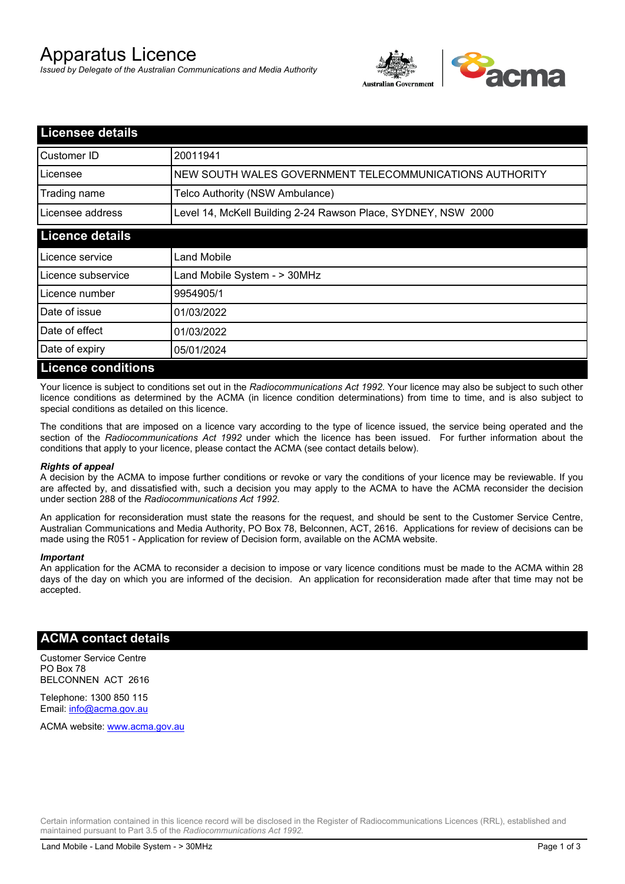# Apparatus Licence

*Issued by Delegate of the Australian Communications and Media Authority*

## Licensee details

| | |
|---|---|
| Customer ID | 20011941 |
| Licensee | NEW SOUTH WALES GOVERNMENT TELECOMMUNICATIONS AUTHORITY |
| Trading name | Telco Authority (NSW Ambulance) |
| Licensee address | Level 14, McKell Building 2-24 Rawson Place, SYDNEY, NSW 2000 |

## Licence details

| | |
|---|---|
| Licence service | Land Mobile |
| Licence subservice | Land Mobile System - > 30MHz |
| Licence number | 9954905/1 |
| Date of issue | 01/03/2022 |
| Date of effect | 01/03/2022 |
| Date of expiry | 05/01/2024 |

## Licence conditions

Your licence is subject to conditions set out in the *Radiocommunications Act 1992*. Your licence may also be subject to such other licence conditions as determined by the ACMA (in licence condition determinations) from time to time, and is also subject to special conditions as detailed on this licence.

The conditions that are imposed on a licence vary according to the type of licence issued, the service being operated and the section of the *Radiocommunications Act 1992* under which the licence has been issued. For further information about the conditions that apply to your licence, please contact the ACMA (see contact details below).

***Rights of appeal***

A decision by the ACMA to impose further conditions or revoke or vary the conditions of your licence may be reviewable. If you are affected by, and dissatisfied with, such a decision you may apply to the ACMA to have the ACMA reconsider the decision under section 288 of the *Radiocommunications Act 1992*.

An application for reconsideration must state the reasons for the request, and should be sent to the Customer Service Centre, Australian Communications and Media Authority, PO Box 78, Belconnen, ACT, 2616. Applications for review of decisions can be made using the R051 - Application for review of Decision form, available on the ACMA website.

***Important***

An application for the ACMA to reconsider a decision to impose or vary licence conditions must be made to the ACMA within 28 days of the day on which you are informed of the decision. An application for reconsideration made after that time may not be accepted.

## ACMA contact details

Customer Service Centre
PO Box 78
BELCONNEN ACT 2616

Telephone: 1300 850 115
Email: info@acma.gov.au

ACMA website: www.acma.gov.au

Certain information contained in this licence record will be disclosed in the Register of Radiocommunications Licences (RRL), established and maintained pursuant to Part 3.5 of the *Radiocommunications Act 1992.*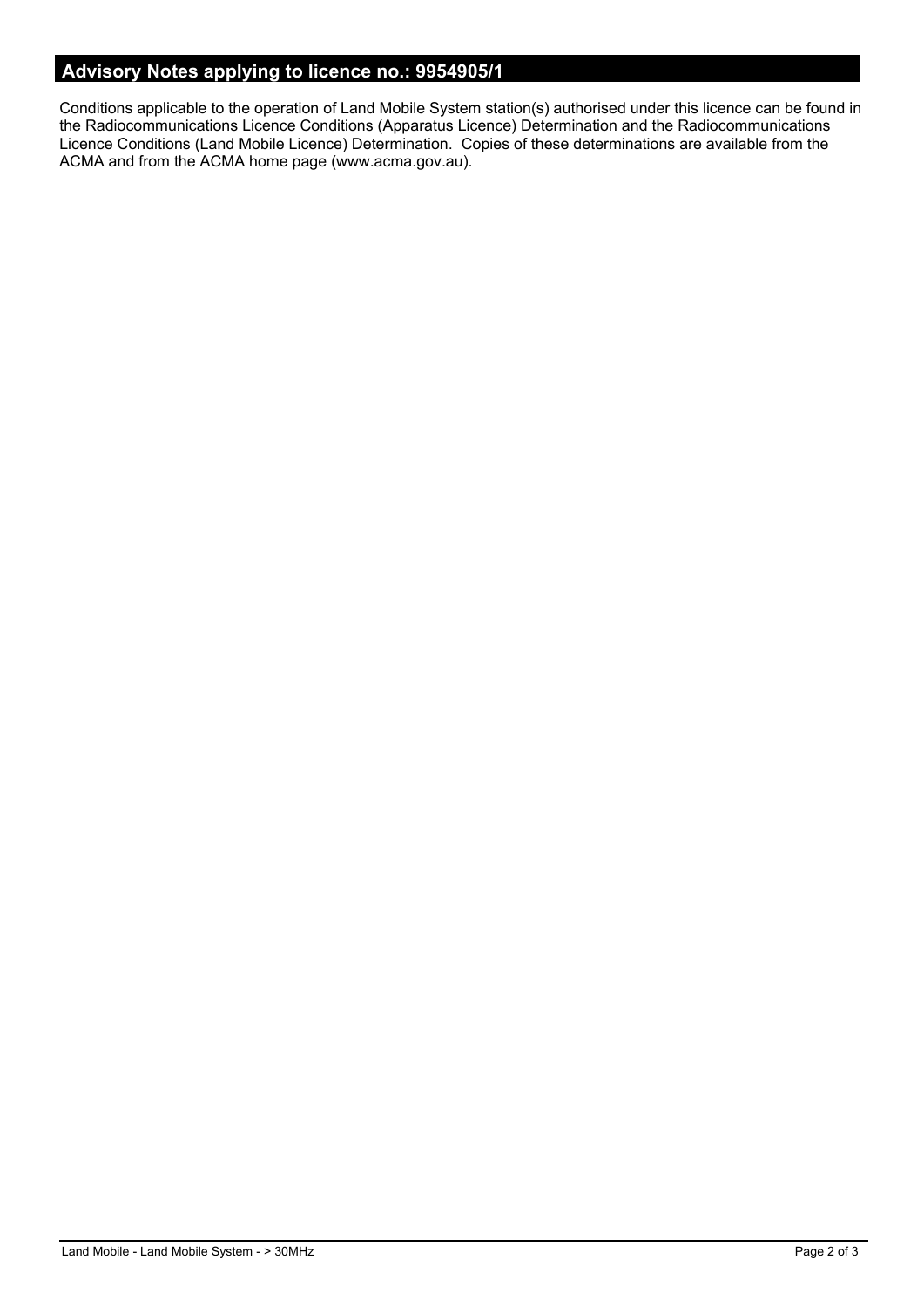## Advisory Notes applying to licence no.: 9954905/1

Conditions applicable to the operation of Land Mobile System station(s) authorised under this licence can be found in the Radiocommunications Licence Conditions (Apparatus Licence) Determination and the Radiocommunications Licence Conditions (Land Mobile Licence) Determination. Copies of these determinations are available from the ACMA and from the ACMA home page (www.acma.gov.au).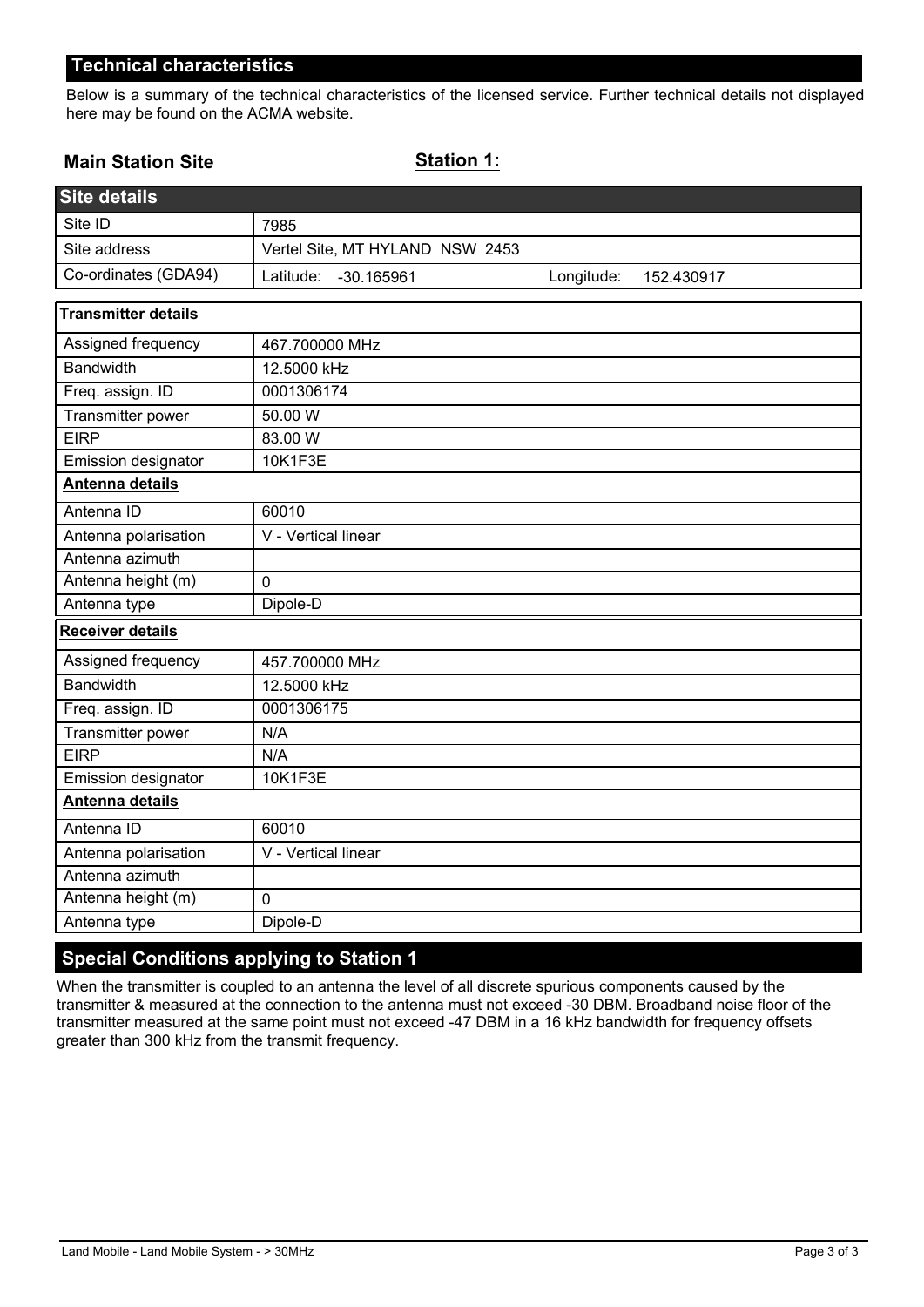## Technical characteristics

Below is a summary of the technical characteristics of the licensed service. Further technical details not displayed here may be found on the ACMA website.

**Main Station Site** **Station 1:**

| Site details | |
|---|---|
| Site ID | 7985 |
| Site address | Vertel Site, MT HYLAND NSW 2453 |
| Co-ordinates (GDA94) | Latitude: -30.165961 Longitude: 152.430917 |

| Transmitter details | |
|---|---|
| Assigned frequency | 467.700000 MHz |
| Bandwidth | 12.5000 kHz |
| Freq. assign. ID | 0001306174 |
| Transmitter power | 50.00 W |
| EIRP | 83.00 W |
| Emission designator | 10K1F3E |
| **Antenna details** | |
| Antenna ID | 60010 |
| Antenna polarisation | V - Vertical linear |
| Antenna azimuth | |
| Antenna height (m) | 0 |
| Antenna type | Dipole-D |

| Receiver details | |
|---|---|
| Assigned frequency | 457.700000 MHz |
| Bandwidth | 12.5000 kHz |
| Freq. assign. ID | 0001306175 |
| Transmitter power | N/A |
| EIRP | N/A |
| Emission designator | 10K1F3E |
| **Antenna details** | |
| Antenna ID | 60010 |
| Antenna polarisation | V - Vertical linear |
| Antenna azimuth | |
| Antenna height (m) | 0 |
| Antenna type | Dipole-D |

## Special Conditions applying to Station 1

When the transmitter is coupled to an antenna the level of all discrete spurious components caused by the transmitter & measured at the connection to the antenna must not exceed -30 DBM. Broadband noise floor of the transmitter measured at the same point must not exceed -47 DBM in a 16 kHz bandwidth for frequency offsets greater than 300 kHz from the transmit frequency.